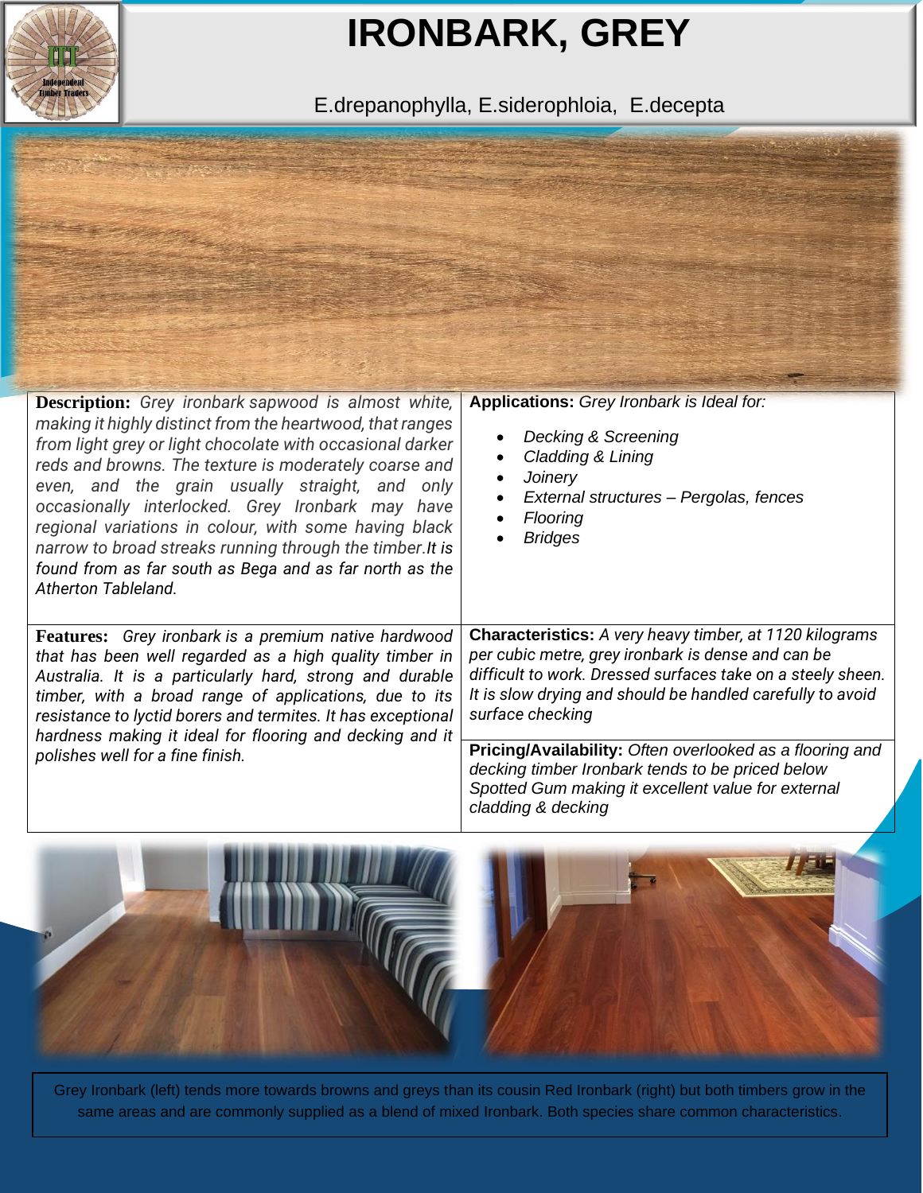# IRONBARK, GREY

E.drepanophylla, E.siderophloia, E.decepta

**Description:** *Grey ironbark sapwood is almost white, making it highly distinct from the heartwood, that ranges from light grey or light chocolate with occasional darker reds and browns. The texture is moderately coarse and even, and the grain usually straight, and only occasionally interlocked. Grey Ironbark may have regional variations in colour, with some having black narrow to broad streaks running through the timber.It is found from as far south as Bega and as far north as the Atherton Tableland.*

**Applications:** *Grey Ironbark is Ideal for:*

- *Decking & Screening*
- *Cladding & Lining*
- *Joinery*
- *External structures – Pergolas, fences*
- *Flooring*
- *Bridges*

**Features:** *Grey ironbark is a premium native hardwood that has been well regarded as a high quality timber in Australia. It is a particularly hard, strong and durable timber, with a broad range of applications, due to its resistance to lyctid borers and termites. It has exceptional hardness making it ideal for flooring and decking and it polishes well for a fine finish.*

**Characteristics:** *A very heavy timber, at 1120 kilograms per cubic metre, grey ironbark is dense and can be difficult to work. Dressed surfaces take on a steely sheen. It is slow drying and should be handled carefully to avoid surface checking*

**Pricing/Availability:** *Often overlooked as a flooring and decking timber Ironbark tends to be priced below Spotted Gum making it excellent value for external cladding & decking*

Grey Ironbark (left) tends more towards browns and greys than its cousin Red Ironbark (right) but both timbers grow in the same areas and are commonly supplied as a blend of mixed Ironbark. Both species share common characteristics.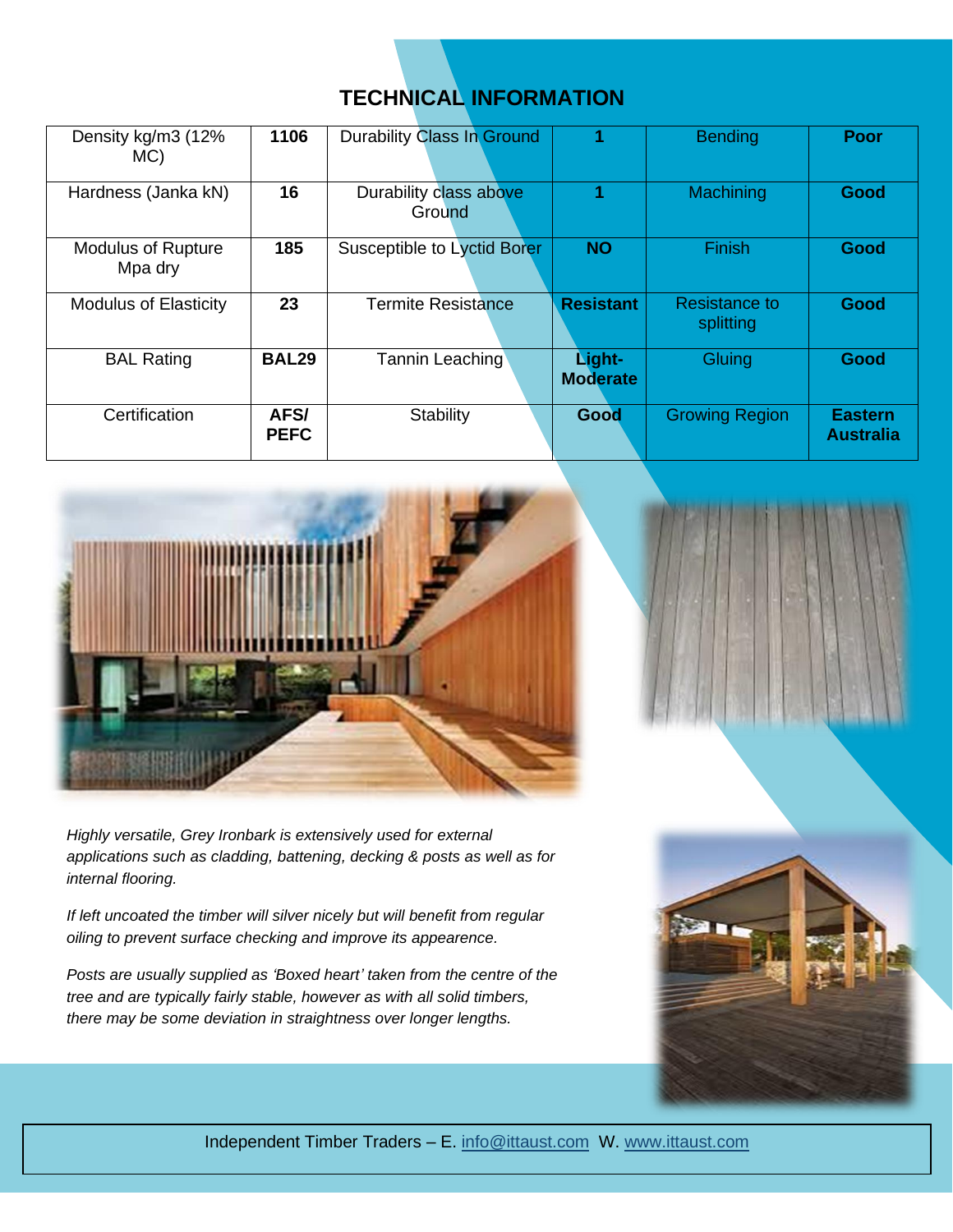## TECHNICAL INFORMATION

| | | | | | |
|---|---|---|---|---|---|
| Density kg/m3 (12% MC) | **1106** | Durability Class In Ground | **1** | Bending | **Poor** |
| Hardness (Janka kN) | **16** | Durability class above Ground | **1** | Machining | **Good** |
| Modulus of Rupture Mpa dry | **185** | Susceptible to Lyctid Borer | **NO** | Finish | **Good** |
| Modulus of Elasticity | **23** | Termite Resistance | **Resistant** | Resistance to splitting | **Good** |
| BAL Rating | **BAL29** | Tannin Leaching | **Light-Moderate** | Gluing | **Good** |
| Certification | **AFS/ PEFC** | Stability | **Good** | Growing Region | **Eastern Australia** |

*Highly versatile, Grey Ironbark is extensively used for external applications such as cladding, battening, decking & posts as well as for internal flooring.*

*If left uncoated the timber will silver nicely but will benefit from regular oiling to prevent surface checking and improve its appearence.*

*Posts are usually supplied as 'Boxed heart' taken from the centre of the tree and are typically fairly stable, however as with all solid timbers, there may be some deviation in straightness over longer lengths.*

Independent Timber Traders – E. info@ittaust.com W. www.ittaust.com